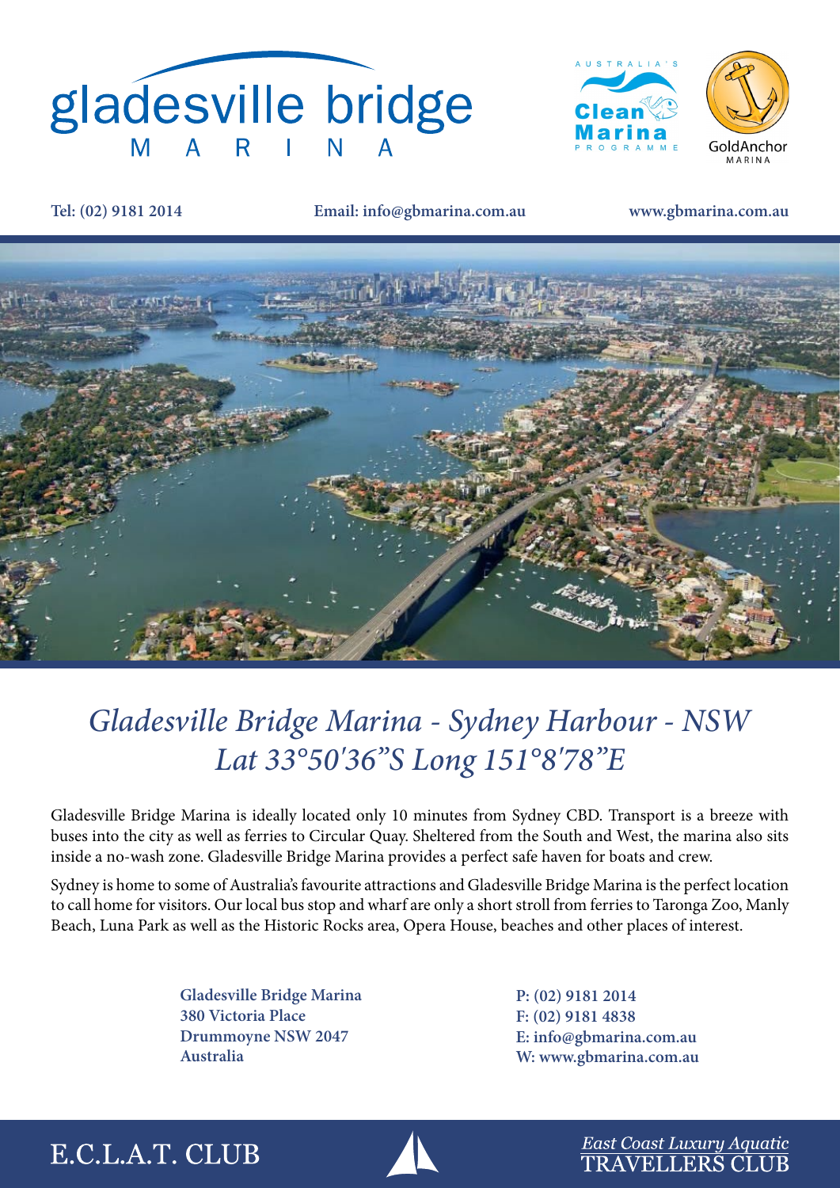# gladesville bridge MARINA

AUSTRALIA'S Clean Marina PROGRAMME

GoldAnchor MARINA

**Tel: (02) 9181 2014** **Email: info@gbmarina.com.au** **www.gbmarina.com.au**

## *Gladesville Bridge Marina - Sydney Harbour - NSW*
## *Lat 33°50'36"S Long 151°8'78"E*

Gladesville Bridge Marina is ideally located only 10 minutes from Sydney CBD. Transport is a breeze with buses into the city as well as ferries to Circular Quay. Sheltered from the South and West, the marina also sits inside a no-wash zone. Gladesville Bridge Marina provides a perfect safe haven for boats and crew.

Sydney is home to some of Australia's favourite attractions and Gladesville Bridge Marina is the perfect location to call home for visitors. Our local bus stop and wharf are only a short stroll from ferries to Taronga Zoo, Manly Beach, Luna Park as well as the Historic Rocks area, Opera House, beaches and other places of interest.

**Gladesville Bridge Marina**
**380 Victoria Place**
**Drummoyne NSW 2047**
**Australia**

**P: (02) 9181 2014**
**F: (02) 9181 4838**
**E: info@gbmarina.com.au**
**W: www.gbmarina.com.au**

E.C.L.A.T. CLUB

*East Coast Luxury Aquatic*
TRAVELLERS CLUB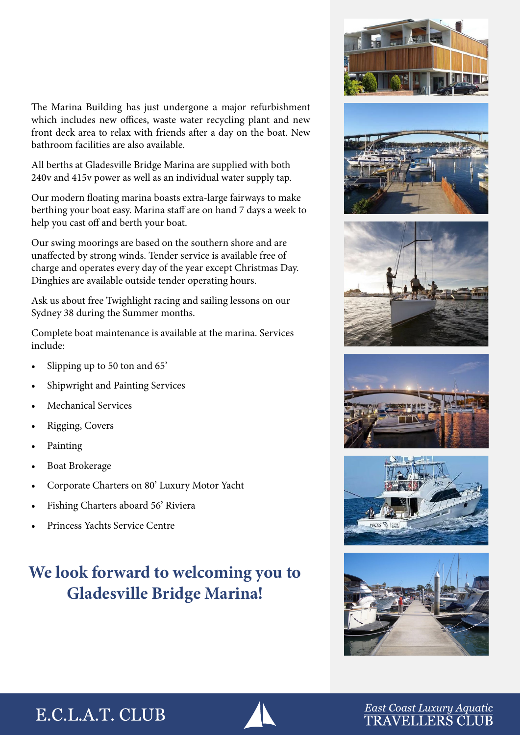The Marina Building has just undergone a major refurbishment which includes new offices, waste water recycling plant and new front deck area to relax with friends after a day on the boat. New bathroom facilities are also available.

All berths at Gladesville Bridge Marina are supplied with both 240v and 415v power as well as an individual water supply tap.

Our modern floating marina boasts extra-large fairways to make berthing your boat easy. Marina staff are on hand 7 days a week to help you cast off and berth your boat.

Our swing moorings are based on the southern shore and are unaffected by strong winds. Tender service is available free of charge and operates every day of the year except Christmas Day. Dinghies are available outside tender operating hours.

Ask us about free Twighlight racing and sailing lessons on our Sydney 38 during the Summer months.

Complete boat maintenance is available at the marina. Services include:

- Slipping up to 50 ton and 65'
- Shipwright and Painting Services
- Mechanical Services
- Rigging, Covers
- Painting
- Boat Brokerage
- Corporate Charters on 80' Luxury Motor Yacht
- Fishing Charters aboard 56' Riviera
- Princess Yachts Service Centre

## We look forward to welcoming you to Gladesville Bridge Marina!